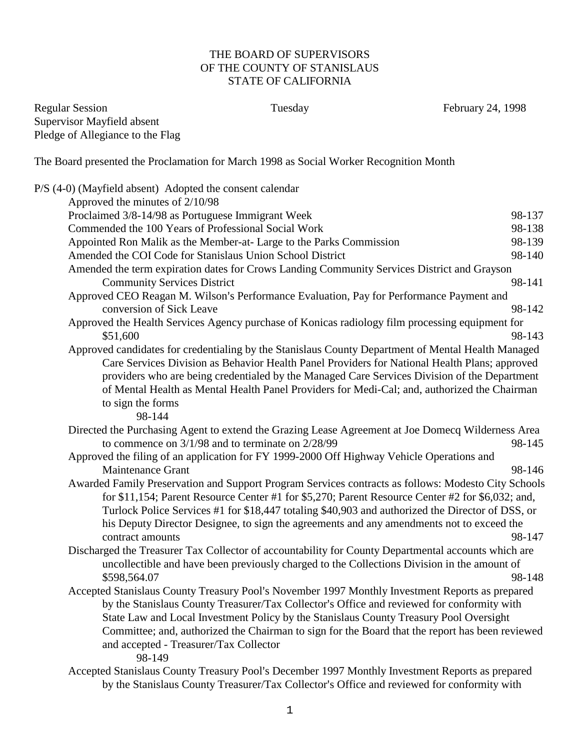THE BOARD OF SUPERVISORS
OF THE COUNTY OF STANISLAUS
STATE OF CALIFORNIA

Regular Session Tuesday February 24, 1998

Supervisor Mayfield absent

Pledge of Allegiance to the Flag

The Board presented the Proclamation for March 1998 as Social Worker Recognition Month

P/S (4-0) (Mayfield absent) Adopted the consent calendar

- Approved the minutes of 2/10/98
- Proclaimed 3/8-14/98 as Portuguese Immigrant Week 98-137
- Commended the 100 Years of Professional Social Work 98-138
- Appointed Ron Malik as the Member-at- Large to the Parks Commission 98-139
- Amended the COI Code for Stanislaus Union School District 98-140
- Amended the term expiration dates for Crows Landing Community Services District and Grayson Community Services District 98-141
- Approved CEO Reagan M. Wilson's Performance Evaluation, Pay for Performance Payment and conversion of Sick Leave 98-142
- Approved the Health Services Agency purchase of Konicas radiology film processing equipment for $51,600 98-143
- Approved candidates for credentialing by the Stanislaus County Department of Mental Health Managed Care Services Division as Behavior Health Panel Providers for National Health Plans; approved providers who are being credentialed by the Managed Care Services Division of the Department of Mental Health as Mental Health Panel Providers for Medi-Cal; and, authorized the Chairman to sign the forms 98-144
- Directed the Purchasing Agent to extend the Grazing Lease Agreement at Joe Domecq Wilderness Area to commence on 3/1/98 and to terminate on 2/28/99 98-145
- Approved the filing of an application for FY 1999-2000 Off Highway Vehicle Operations and Maintenance Grant 98-146
- Awarded Family Preservation and Support Program Services contracts as follows: Modesto City Schools for $11,154; Parent Resource Center #1 for $5,270; Parent Resource Center #2 for $6,032; and, Turlock Police Services #1 for $18,447 totaling $40,903 and authorized the Director of DSS, or his Deputy Director Designee, to sign the agreements and any amendments not to exceed the contract amounts 98-147
- Discharged the Treasurer Tax Collector of accountability for County Departmental accounts which are uncollectible and have been previously charged to the Collections Division in the amount of $598,564.07 98-148
- Accepted Stanislaus County Treasury Pool's November 1997 Monthly Investment Reports as prepared by the Stanislaus County Treasurer/Tax Collector's Office and reviewed for conformity with State Law and Local Investment Policy by the Stanislaus County Treasury Pool Oversight Committee; and, authorized the Chairman to sign for the Board that the report has been reviewed and accepted - Treasurer/Tax Collector 98-149
- Accepted Stanislaus County Treasury Pool's December 1997 Monthly Investment Reports as prepared by the Stanislaus County Treasurer/Tax Collector's Office and reviewed for conformity with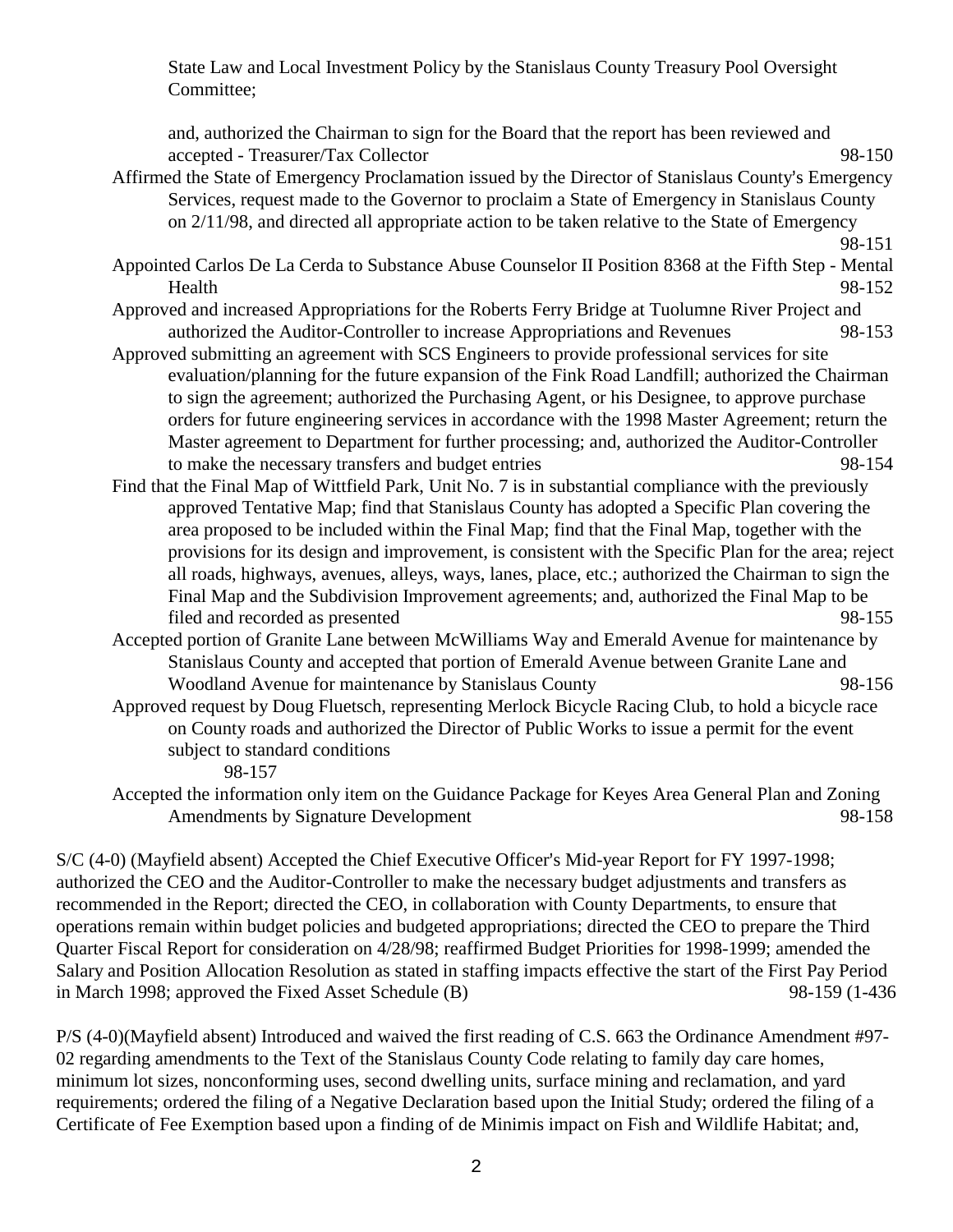State Law and Local Investment Policy by the Stanislaus County Treasury Pool Oversight Committee;

and, authorized the Chairman to sign for the Board that the report has been reviewed and accepted - Treasurer/Tax Collector 98-150

Affirmed the State of Emergency Proclamation issued by the Director of Stanislaus County's Emergency Services, request made to the Governor to proclaim a State of Emergency in Stanislaus County on 2/11/98, and directed all appropriate action to be taken relative to the State of Emergency 98-151

Appointed Carlos De La Cerda to Substance Abuse Counselor II Position 8368 at the Fifth Step - Mental Health 98-152

Approved and increased Appropriations for the Roberts Ferry Bridge at Tuolumne River Project and authorized the Auditor-Controller to increase Appropriations and Revenues 98-153

Approved submitting an agreement with SCS Engineers to provide professional services for site evaluation/planning for the future expansion of the Fink Road Landfill; authorized the Chairman to sign the agreement; authorized the Purchasing Agent, or his Designee, to approve purchase orders for future engineering services in accordance with the 1998 Master Agreement; return the Master agreement to Department for further processing; and, authorized the Auditor-Controller to make the necessary transfers and budget entries 98-154

Find that the Final Map of Wittfield Park, Unit No. 7 is in substantial compliance with the previously approved Tentative Map; find that Stanislaus County has adopted a Specific Plan covering the area proposed to be included within the Final Map; find that the Final Map, together with the provisions for its design and improvement, is consistent with the Specific Plan for the area; reject all roads, highways, avenues, alleys, ways, lanes, place, etc.; authorized the Chairman to sign the Final Map and the Subdivision Improvement agreements; and, authorized the Final Map to be filed and recorded as presented 98-155

Accepted portion of Granite Lane between McWilliams Way and Emerald Avenue for maintenance by Stanislaus County and accepted that portion of Emerald Avenue between Granite Lane and Woodland Avenue for maintenance by Stanislaus County 98-156

Approved request by Doug Fluetsch, representing Merlock Bicycle Racing Club, to hold a bicycle race on County roads and authorized the Director of Public Works to issue a permit for the event subject to standard conditions 98-157

Accepted the information only item on the Guidance Package for Keyes Area General Plan and Zoning Amendments by Signature Development 98-158

S/C (4-0) (Mayfield absent) Accepted the Chief Executive Officer's Mid-year Report for FY 1997-1998; authorized the CEO and the Auditor-Controller to make the necessary budget adjustments and transfers as recommended in the Report; directed the CEO, in collaboration with County Departments, to ensure that operations remain within budget policies and budgeted appropriations; directed the CEO to prepare the Third Quarter Fiscal Report for consideration on 4/28/98; reaffirmed Budget Priorities for 1998-1999; amended the Salary and Position Allocation Resolution as stated in staffing impacts effective the start of the First Pay Period in March 1998; approved the Fixed Asset Schedule (B) 98-159 (1-436

P/S (4-0)(Mayfield absent) Introduced and waived the first reading of C.S. 663 the Ordinance Amendment #97-02 regarding amendments to the Text of the Stanislaus County Code relating to family day care homes, minimum lot sizes, nonconforming uses, second dwelling units, surface mining and reclamation, and yard requirements; ordered the filing of a Negative Declaration based upon the Initial Study; ordered the filing of a Certificate of Fee Exemption based upon a finding of de Minimis impact on Fish and Wildlife Habitat; and,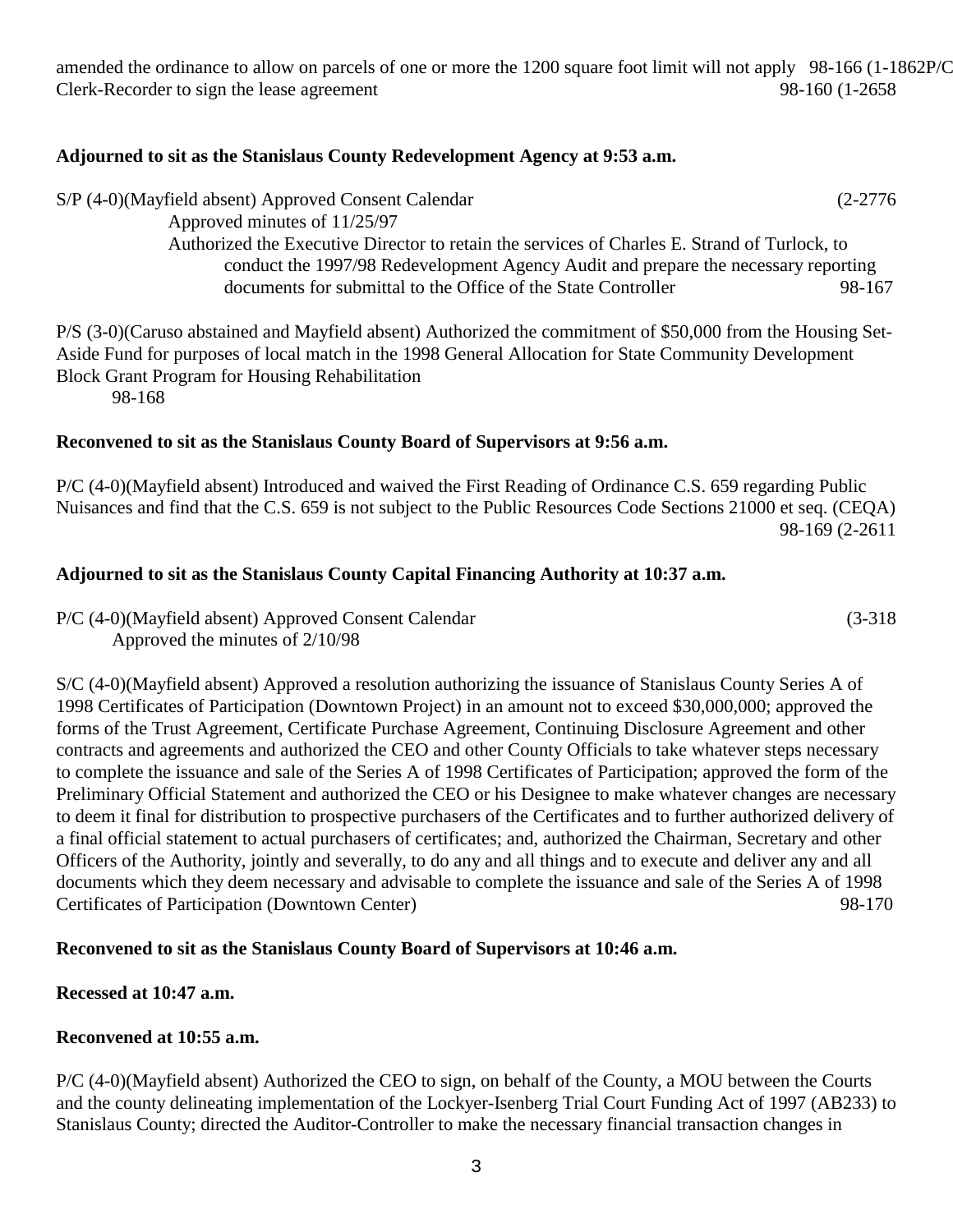amended the ordinance to allow on parcels of one or more the 1200 square foot limit will not apply 98-166 (1-1862P/C
Clerk-Recorder to sign the lease agreement 98-160 (1-2658

**Adjourned to sit as the Stanislaus County Redevelopment Agency at 9:53 a.m.**

S/P (4-0)(Mayfield absent) Approved Consent Calendar (2-2776

Approved minutes of 11/25/97

Authorized the Executive Director to retain the services of Charles E. Strand of Turlock, to conduct the 1997/98 Redevelopment Agency Audit and prepare the necessary reporting documents for submittal to the Office of the State Controller 98-167

P/S (3-0)(Caruso abstained and Mayfield absent) Authorized the commitment of $50,000 from the Housing Set-Aside Fund for purposes of local match in the 1998 General Allocation for State Community Development Block Grant Program for Housing Rehabilitation
98-168

**Reconvened to sit as the Stanislaus County Board of Supervisors at 9:56 a.m.**

P/C (4-0)(Mayfield absent) Introduced and waived the First Reading of Ordinance C.S. 659 regarding Public Nuisances and find that the C.S. 659 is not subject to the Public Resources Code Sections 21000 et seq. (CEQA) 98-169 (2-2611

**Adjourned to sit as the Stanislaus County Capital Financing Authority at 10:37 a.m.**

P/C (4-0)(Mayfield absent) Approved Consent Calendar (3-318

Approved the minutes of 2/10/98

S/C (4-0)(Mayfield absent) Approved a resolution authorizing the issuance of Stanislaus County Series A of 1998 Certificates of Participation (Downtown Project) in an amount not to exceed $30,000,000; approved the forms of the Trust Agreement, Certificate Purchase Agreement, Continuing Disclosure Agreement and other contracts and agreements and authorized the CEO and other County Officials to take whatever steps necessary to complete the issuance and sale of the Series A of 1998 Certificates of Participation; approved the form of the Preliminary Official Statement and authorized the CEO or his Designee to make whatever changes are necessary to deem it final for distribution to prospective purchasers of the Certificates and to further authorized delivery of a final official statement to actual purchasers of certificates; and, authorized the Chairman, Secretary and other Officers of the Authority, jointly and severally, to do any and all things and to execute and deliver any and all documents which they deem necessary and advisable to complete the issuance and sale of the Series A of 1998 Certificates of Participation (Downtown Center) 98-170

**Reconvened to sit as the Stanislaus County Board of Supervisors at 10:46 a.m.**

**Recessed at 10:47 a.m.**

**Reconvened at 10:55 a.m.**

P/C (4-0)(Mayfield absent) Authorized the CEO to sign, on behalf of the County, a MOU between the Courts and the county delineating implementation of the Lockyer-Isenberg Trial Court Funding Act of 1997 (AB233) to Stanislaus County; directed the Auditor-Controller to make the necessary financial transaction changes in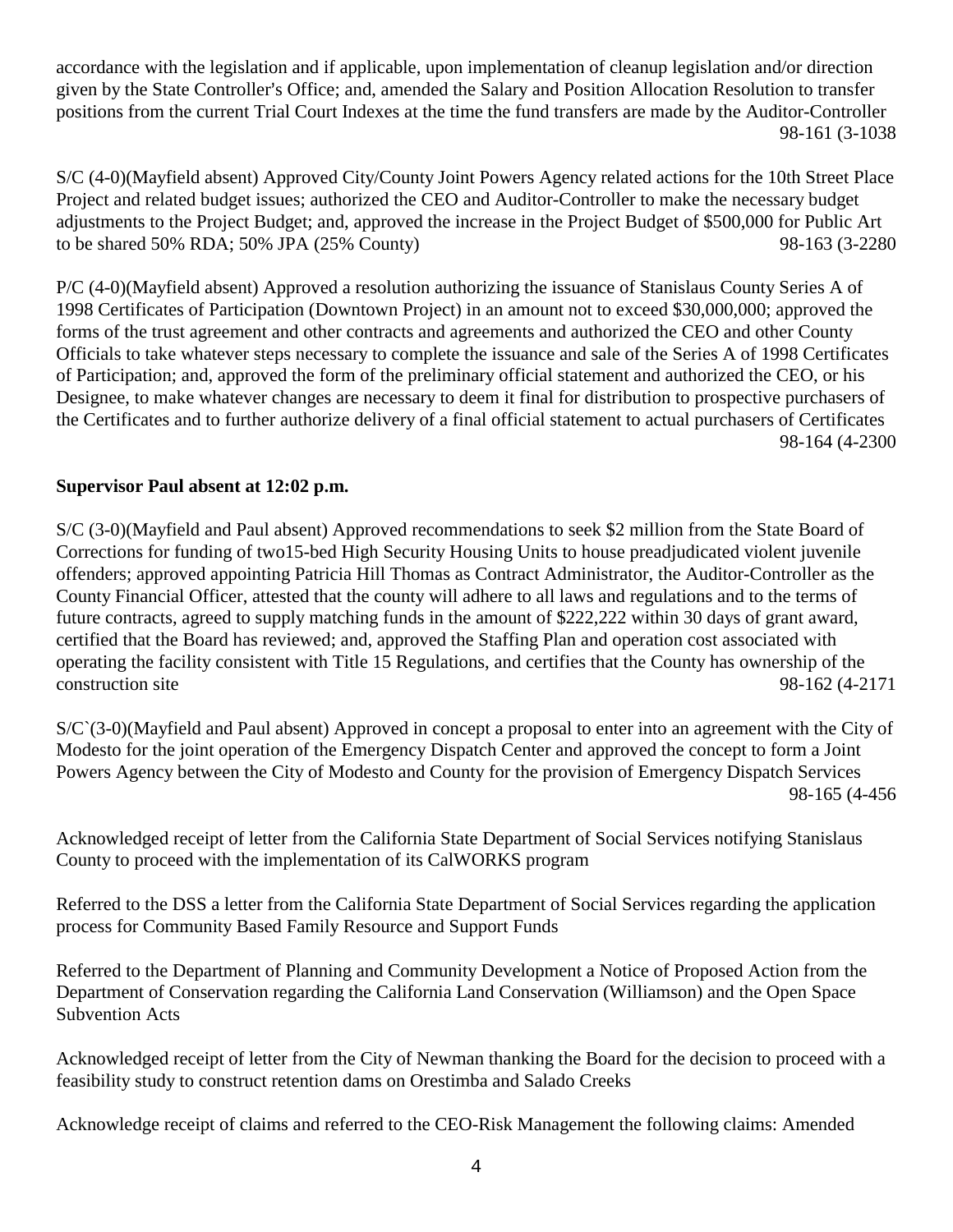accordance with the legislation and if applicable, upon implementation of cleanup legislation and/or direction given by the State Controller's Office; and, amended the Salary and Position Allocation Resolution to transfer positions from the current Trial Court Indexes at the time the fund transfers are made by the Auditor-Controller
98-161 (3-1038

S/C (4-0)(Mayfield absent) Approved City/County Joint Powers Agency related actions for the 10th Street Place Project and related budget issues; authorized the CEO and Auditor-Controller to make the necessary budget adjustments to the Project Budget; and, approved the increase in the Project Budget of $500,000 for Public Art to be shared 50% RDA; 50% JPA (25% County)
98-163 (3-2280

P/C (4-0)(Mayfield absent) Approved a resolution authorizing the issuance of Stanislaus County Series A of 1998 Certificates of Participation (Downtown Project) in an amount not to exceed $30,000,000; approved the forms of the trust agreement and other contracts and agreements and authorized the CEO and other County Officials to take whatever steps necessary to complete the issuance and sale of the Series A of 1998 Certificates of Participation; and, approved the form of the preliminary official statement and authorized the CEO, or his Designee, to make whatever changes are necessary to deem it final for distribution to prospective purchasers of the Certificates and to further authorize delivery of a final official statement to actual purchasers of Certificates
98-164 (4-2300

**Supervisor Paul absent at 12:02 p.m.**

S/C (3-0)(Mayfield and Paul absent) Approved recommendations to seek $2 million from the State Board of Corrections for funding of two15-bed High Security Housing Units to house preadjudicated violent juvenile offenders; approved appointing Patricia Hill Thomas as Contract Administrator, the Auditor-Controller as the County Financial Officer, attested that the county will adhere to all laws and regulations and to the terms of future contracts, agreed to supply matching funds in the amount of $222,222 within 30 days of grant award, certified that the Board has reviewed; and, approved the Staffing Plan and operation cost associated with operating the facility consistent with Title 15 Regulations, and certifies that the County has ownership of the construction site
98-162 (4-2171

S/C`(3-0)(Mayfield and Paul absent) Approved in concept a proposal to enter into an agreement with the City of Modesto for the joint operation of the Emergency Dispatch Center and approved the concept to form a Joint Powers Agency between the City of Modesto and County for the provision of Emergency Dispatch Services
98-165 (4-456

Acknowledged receipt of letter from the California State Department of Social Services notifying Stanislaus County to proceed with the implementation of its CalWORKS program

Referred to the DSS a letter from the California State Department of Social Services regarding the application process for Community Based Family Resource and Support Funds

Referred to the Department of Planning and Community Development a Notice of Proposed Action from the Department of Conservation regarding the California Land Conservation (Williamson) and the Open Space Subvention Acts

Acknowledged receipt of letter from the City of Newman thanking the Board for the decision to proceed with a feasibility study to construct retention dams on Orestimba and Salado Creeks

Acknowledge receipt of claims and referred to the CEO-Risk Management the following claims: Amended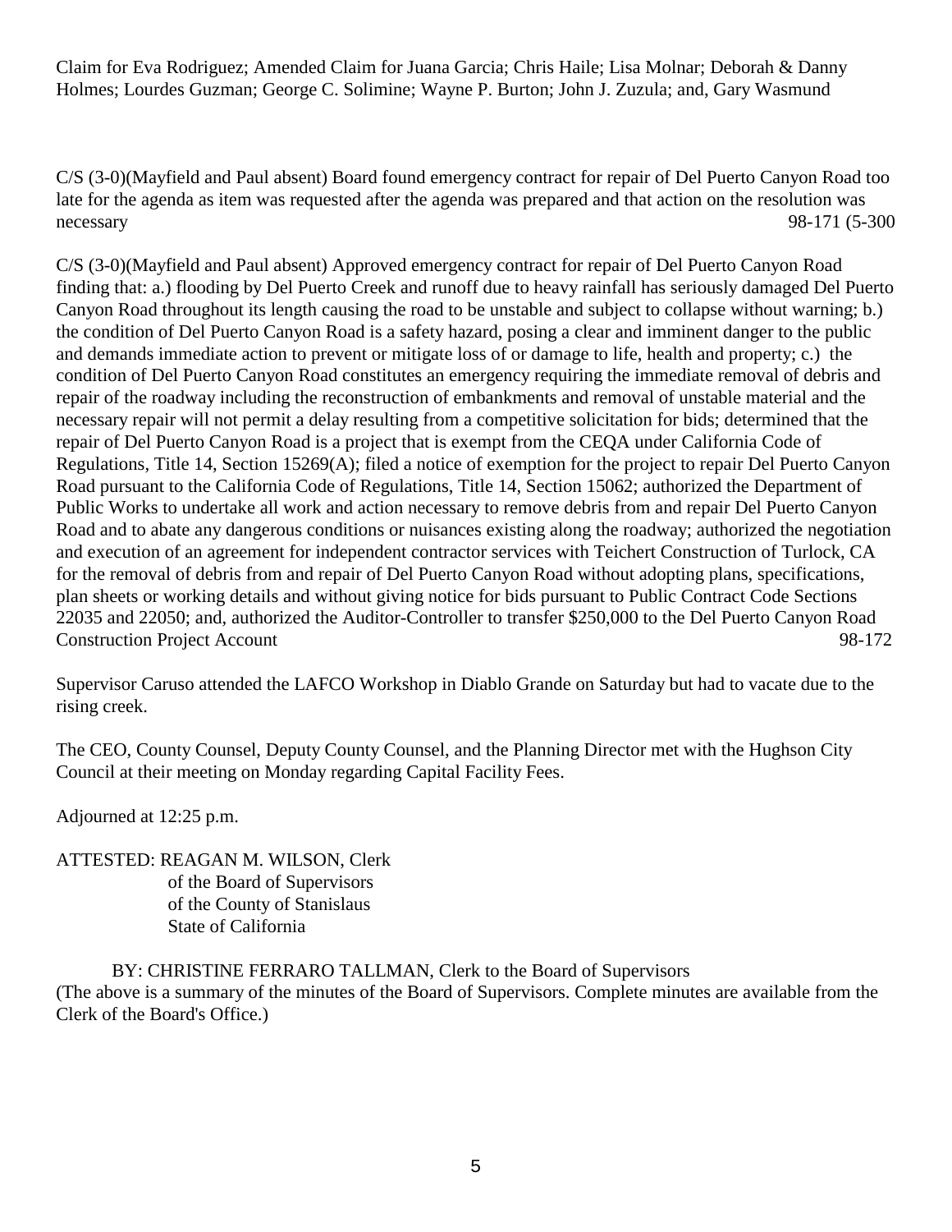Claim for Eva Rodriguez; Amended Claim for Juana Garcia; Chris Haile; Lisa Molnar; Deborah & Danny Holmes; Lourdes Guzman; George C. Solimine; Wayne P. Burton; John J. Zuzula; and, Gary Wasmund

C/S (3-0)(Mayfield and Paul absent) Board found emergency contract for repair of Del Puerto Canyon Road too late for the agenda as item was requested after the agenda was prepared and that action on the resolution was necessary 98-171 (5-300

C/S (3-0)(Mayfield and Paul absent) Approved emergency contract for repair of Del Puerto Canyon Road finding that: a.) flooding by Del Puerto Creek and runoff due to heavy rainfall has seriously damaged Del Puerto Canyon Road throughout its length causing the road to be unstable and subject to collapse without warning; b.) the condition of Del Puerto Canyon Road is a safety hazard, posing a clear and imminent danger to the public and demands immediate action to prevent or mitigate loss of or damage to life, health and property; c.) the condition of Del Puerto Canyon Road constitutes an emergency requiring the immediate removal of debris and repair of the roadway including the reconstruction of embankments and removal of unstable material and the necessary repair will not permit a delay resulting from a competitive solicitation for bids; determined that the repair of Del Puerto Canyon Road is a project that is exempt from the CEQA under California Code of Regulations, Title 14, Section 15269(A); filed a notice of exemption for the project to repair Del Puerto Canyon Road pursuant to the California Code of Regulations, Title 14, Section 15062; authorized the Department of Public Works to undertake all work and action necessary to remove debris from and repair Del Puerto Canyon Road and to abate any dangerous conditions or nuisances existing along the roadway; authorized the negotiation and execution of an agreement for independent contractor services with Teichert Construction of Turlock, CA for the removal of debris from and repair of Del Puerto Canyon Road without adopting plans, specifications, plan sheets or working details and without giving notice for bids pursuant to Public Contract Code Sections 22035 and 22050; and, authorized the Auditor-Controller to transfer $250,000 to the Del Puerto Canyon Road Construction Project Account 98-172

Supervisor Caruso attended the LAFCO Workshop in Diablo Grande on Saturday but had to vacate due to the rising creek.

The CEO, County Counsel, Deputy County Counsel, and the Planning Director met with the Hughson City Council at their meeting on Monday regarding Capital Facility Fees.

Adjourned at 12:25 p.m.

ATTESTED: REAGAN M. WILSON, Clerk
of the Board of Supervisors
of the County of Stanislaus
State of California

BY: CHRISTINE FERRARO TALLMAN, Clerk to the Board of Supervisors
(The above is a summary of the minutes of the Board of Supervisors. Complete minutes are available from the Clerk of the Board's Office.)